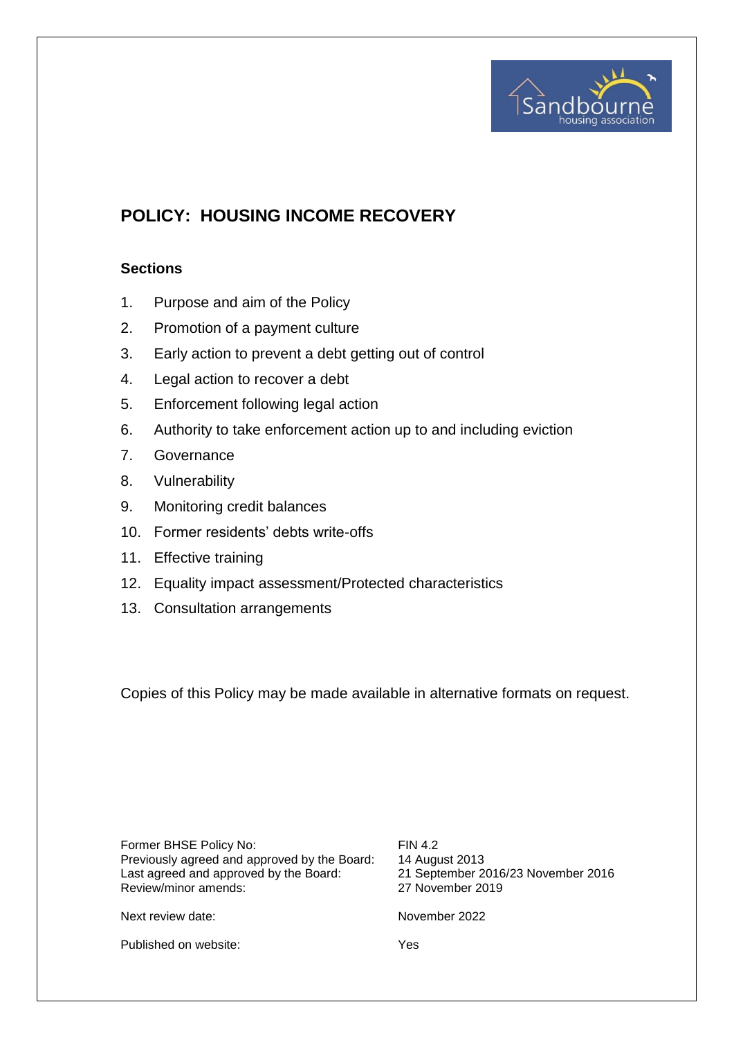# POLICY: HOUSING INCOME RECOVERY

## Sections

1. Purpose and aim of the Policy
2. Promotion of a payment culture
3. Early action to prevent a debt getting out of control
4. Legal action to recover a debt
5. Enforcement following legal action
6. Authority to take enforcement action up to and including eviction
7. Governance
8. Vulnerability
9. Monitoring credit balances
10. Former residents' debts write-offs
11. Effective training
12. Equality impact assessment/Protected characteristics
13. Consultation arrangements

Copies of this Policy may be made available in alternative formats on request.

| | |
|---|---|
| Former BHSE Policy No: | FIN 4.2 |
| Previously agreed and approved by the Board: | 14 August 2013 |
| Last agreed and approved by the Board: | 21 September 2016/23 November 2016 |
| Review/minor amends: | 27 November 2019 |
| Next review date: | November 2022 |
| Published on website: | Yes |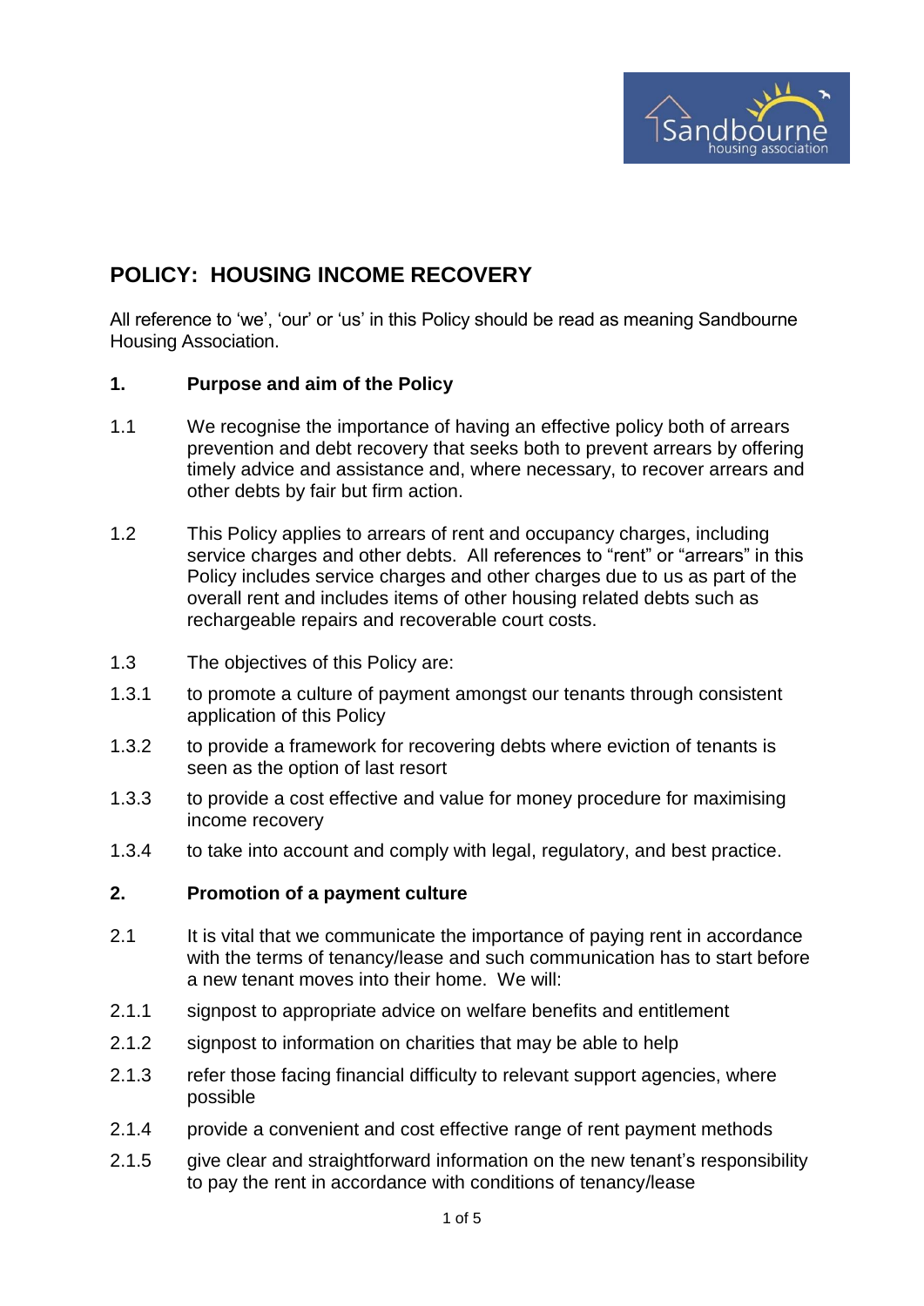# POLICY: HOUSING INCOME RECOVERY

All reference to 'we', 'our' or 'us' in this Policy should be read as meaning Sandbourne Housing Association.

## 1. Purpose and aim of the Policy

1.1 We recognise the importance of having an effective policy both of arrears prevention and debt recovery that seeks both to prevent arrears by offering timely advice and assistance and, where necessary, to recover arrears and other debts by fair but firm action.

1.2 This Policy applies to arrears of rent and occupancy charges, including service charges and other debts. All references to "rent" or "arrears" in this Policy includes service charges and other charges due to us as part of the overall rent and includes items of other housing related debts such as rechargeable repairs and recoverable court costs.

1.3 The objectives of this Policy are:

1.3.1 to promote a culture of payment amongst our tenants through consistent application of this Policy

1.3.2 to provide a framework for recovering debts where eviction of tenants is seen as the option of last resort

1.3.3 to provide a cost effective and value for money procedure for maximising income recovery

1.3.4 to take into account and comply with legal, regulatory, and best practice.

## 2. Promotion of a payment culture

2.1 It is vital that we communicate the importance of paying rent in accordance with the terms of tenancy/lease and such communication has to start before a new tenant moves into their home. We will:

2.1.1 signpost to appropriate advice on welfare benefits and entitlement

2.1.2 signpost to information on charities that may be able to help

2.1.3 refer those facing financial difficulty to relevant support agencies, where possible

2.1.4 provide a convenient and cost effective range of rent payment methods

2.1.5 give clear and straightforward information on the new tenant's responsibility to pay the rent in accordance with conditions of tenancy/lease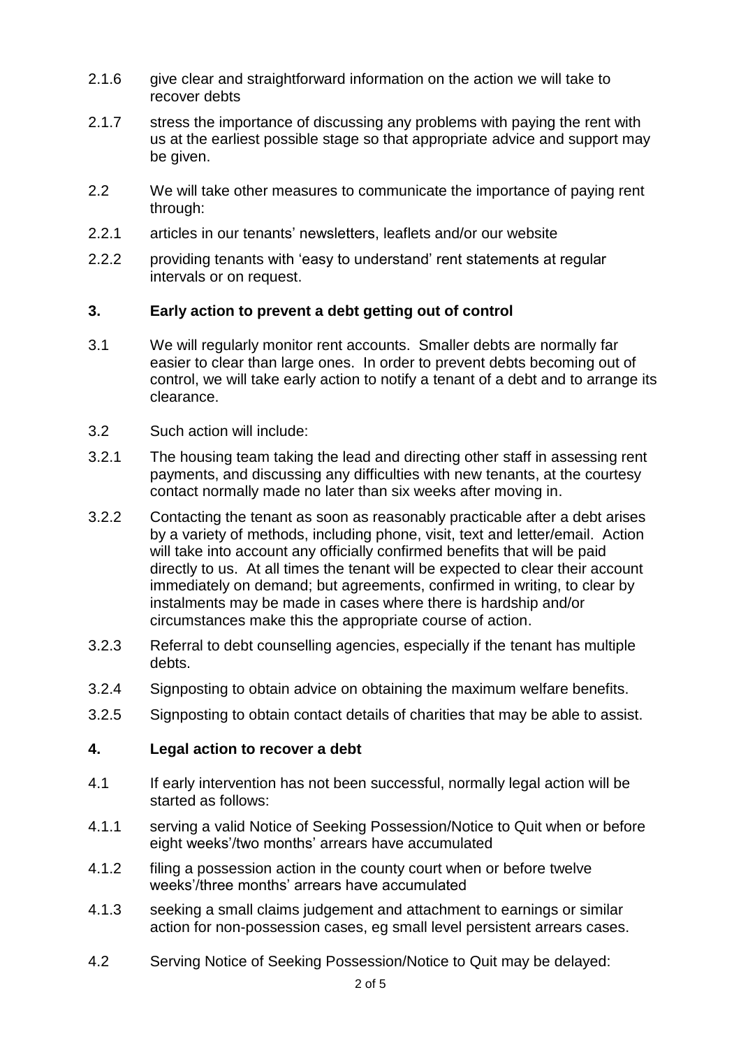2.1.6 give clear and straightforward information on the action we will take to recover debts

2.1.7 stress the importance of discussing any problems with paying the rent with us at the earliest possible stage so that appropriate advice and support may be given.

2.2 We will take other measures to communicate the importance of paying rent through:

2.2.1 articles in our tenants' newsletters, leaflets and/or our website

2.2.2 providing tenants with 'easy to understand' rent statements at regular intervals or on request.

## 3. Early action to prevent a debt getting out of control

3.1 We will regularly monitor rent accounts. Smaller debts are normally far easier to clear than large ones. In order to prevent debts becoming out of control, we will take early action to notify a tenant of a debt and to arrange its clearance.

3.2 Such action will include:

3.2.1 The housing team taking the lead and directing other staff in assessing rent payments, and discussing any difficulties with new tenants, at the courtesy contact normally made no later than six weeks after moving in.

3.2.2 Contacting the tenant as soon as reasonably practicable after a debt arises by a variety of methods, including phone, visit, text and letter/email. Action will take into account any officially confirmed benefits that will be paid directly to us. At all times the tenant will be expected to clear their account immediately on demand; but agreements, confirmed in writing, to clear by instalments may be made in cases where there is hardship and/or circumstances make this the appropriate course of action.

3.2.3 Referral to debt counselling agencies, especially if the tenant has multiple debts.

3.2.4 Signposting to obtain advice on obtaining the maximum welfare benefits.

3.2.5 Signposting to obtain contact details of charities that may be able to assist.

## 4. Legal action to recover a debt

4.1 If early intervention has not been successful, normally legal action will be started as follows:

4.1.1 serving a valid Notice of Seeking Possession/Notice to Quit when or before eight weeks'/two months' arrears have accumulated

4.1.2 filing a possession action in the county court when or before twelve weeks'/three months' arrears have accumulated

4.1.3 seeking a small claims judgement and attachment to earnings or similar action for non-possession cases, eg small level persistent arrears cases.

4.2 Serving Notice of Seeking Possession/Notice to Quit may be delayed: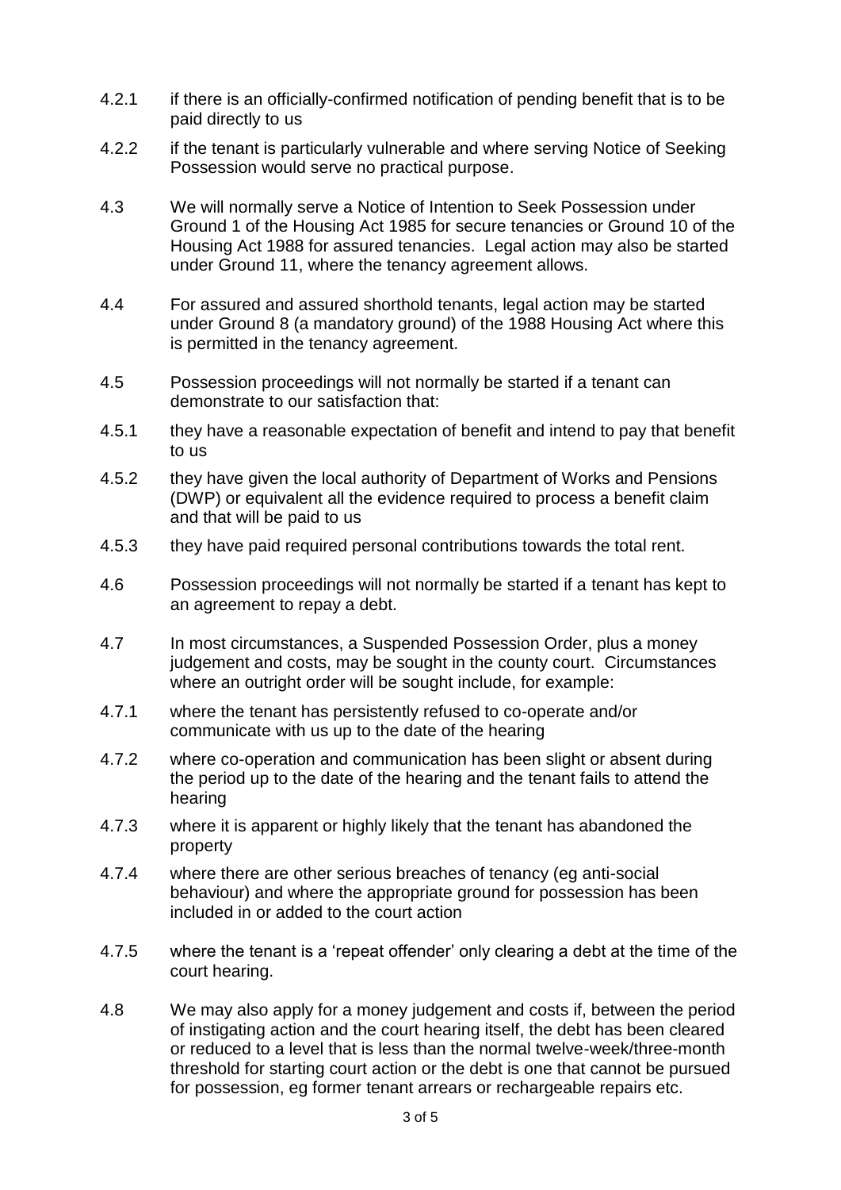4.2.1 if there is an officially-confirmed notification of pending benefit that is to be paid directly to us

4.2.2 if the tenant is particularly vulnerable and where serving Notice of Seeking Possession would serve no practical purpose.

4.3 We will normally serve a Notice of Intention to Seek Possession under Ground 1 of the Housing Act 1985 for secure tenancies or Ground 10 of the Housing Act 1988 for assured tenancies. Legal action may also be started under Ground 11, where the tenancy agreement allows.

4.4 For assured and assured shorthold tenants, legal action may be started under Ground 8 (a mandatory ground) of the 1988 Housing Act where this is permitted in the tenancy agreement.

4.5 Possession proceedings will not normally be started if a tenant can demonstrate to our satisfaction that:

4.5.1 they have a reasonable expectation of benefit and intend to pay that benefit to us

4.5.2 they have given the local authority of Department of Works and Pensions (DWP) or equivalent all the evidence required to process a benefit claim and that will be paid to us

4.5.3 they have paid required personal contributions towards the total rent.

4.6 Possession proceedings will not normally be started if a tenant has kept to an agreement to repay a debt.

4.7 In most circumstances, a Suspended Possession Order, plus a money judgement and costs, may be sought in the county court. Circumstances where an outright order will be sought include, for example:

4.7.1 where the tenant has persistently refused to co-operate and/or communicate with us up to the date of the hearing

4.7.2 where co-operation and communication has been slight or absent during the period up to the date of the hearing and the tenant fails to attend the hearing

4.7.3 where it is apparent or highly likely that the tenant has abandoned the property

4.7.4 where there are other serious breaches of tenancy (eg anti-social behaviour) and where the appropriate ground for possession has been included in or added to the court action

4.7.5 where the tenant is a 'repeat offender' only clearing a debt at the time of the court hearing.

4.8 We may also apply for a money judgement and costs if, between the period of instigating action and the court hearing itself, the debt has been cleared or reduced to a level that is less than the normal twelve-week/three-month threshold for starting court action or the debt is one that cannot be pursued for possession, eg former tenant arrears or rechargeable repairs etc.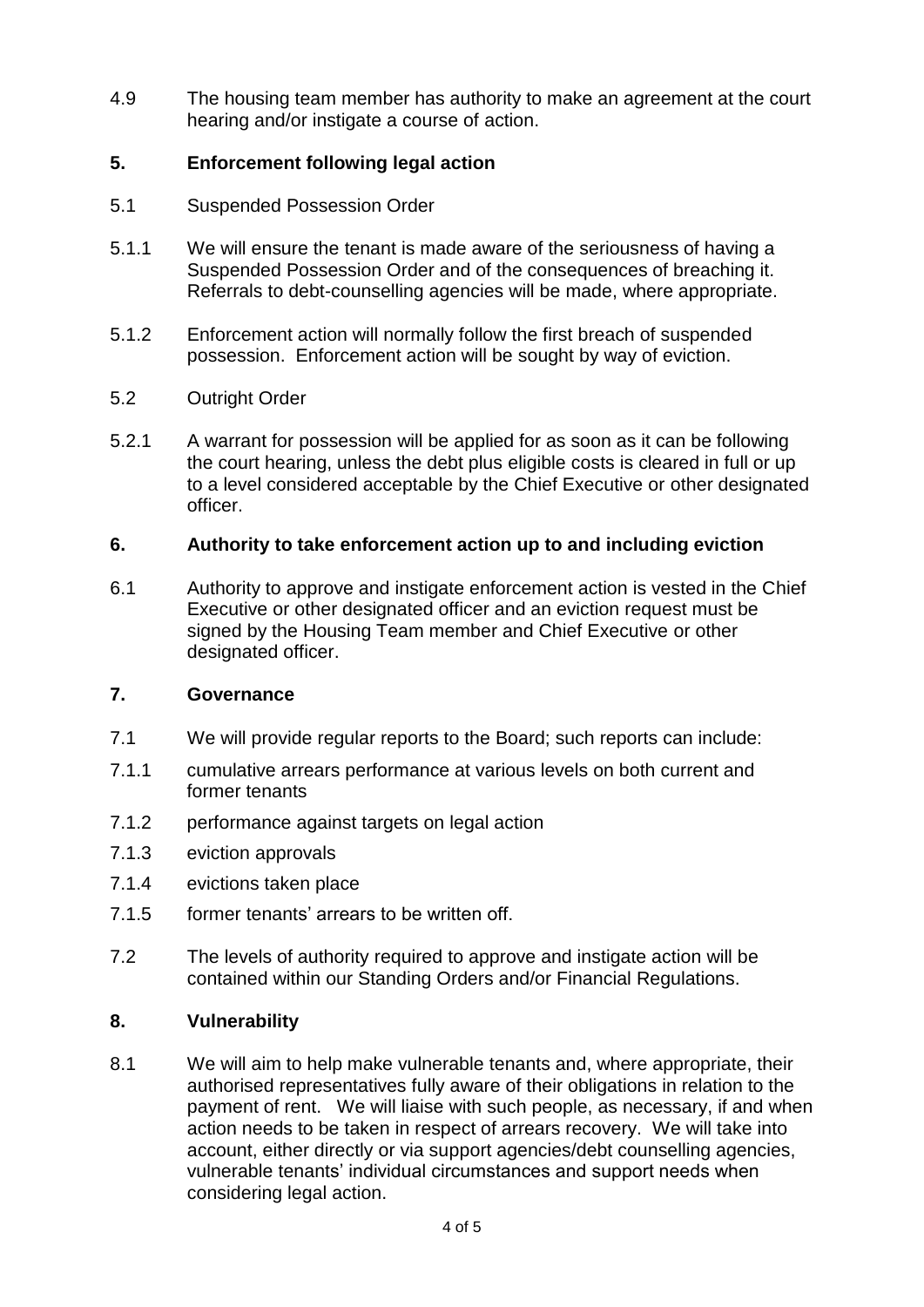4.9 The housing team member has authority to make an agreement at the court hearing and/or instigate a course of action.

## 5. Enforcement following legal action

5.1 Suspended Possession Order

5.1.1 We will ensure the tenant is made aware of the seriousness of having a Suspended Possession Order and of the consequences of breaching it. Referrals to debt-counselling agencies will be made, where appropriate.

5.1.2 Enforcement action will normally follow the first breach of suspended possession. Enforcement action will be sought by way of eviction.

5.2 Outright Order

5.2.1 A warrant for possession will be applied for as soon as it can be following the court hearing, unless the debt plus eligible costs is cleared in full or up to a level considered acceptable by the Chief Executive or other designated officer.

## 6. Authority to take enforcement action up to and including eviction

6.1 Authority to approve and instigate enforcement action is vested in the Chief Executive or other designated officer and an eviction request must be signed by the Housing Team member and Chief Executive or other designated officer.

## 7. Governance

7.1 We will provide regular reports to the Board; such reports can include:

7.1.1 cumulative arrears performance at various levels on both current and former tenants

7.1.2 performance against targets on legal action

7.1.3 eviction approvals

7.1.4 evictions taken place

7.1.5 former tenants' arrears to be written off.

7.2 The levels of authority required to approve and instigate action will be contained within our Standing Orders and/or Financial Regulations.

## 8. Vulnerability

8.1 We will aim to help make vulnerable tenants and, where appropriate, their authorised representatives fully aware of their obligations in relation to the payment of rent. We will liaise with such people, as necessary, if and when action needs to be taken in respect of arrears recovery. We will take into account, either directly or via support agencies/debt counselling agencies, vulnerable tenants' individual circumstances and support needs when considering legal action.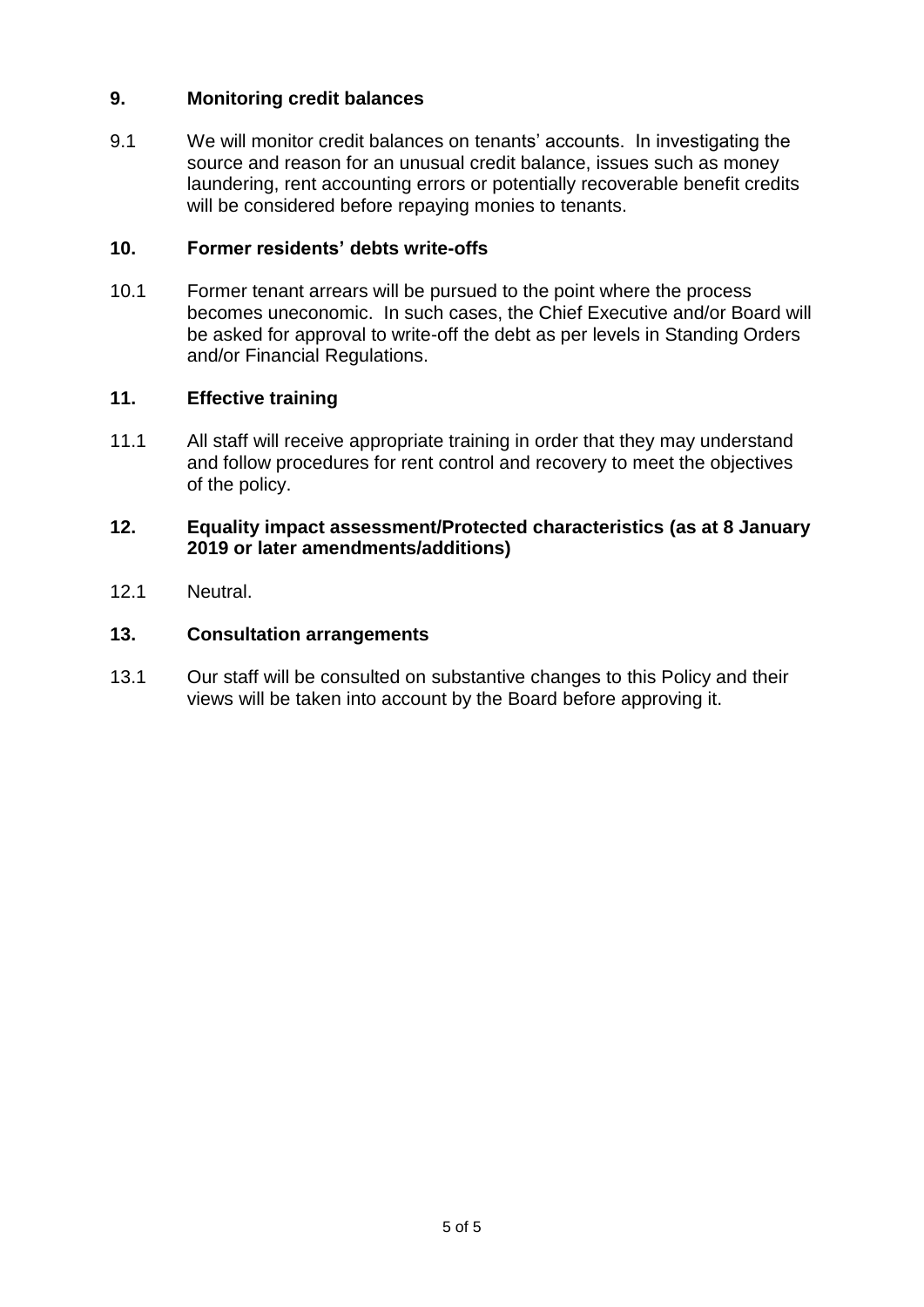## 9. Monitoring credit balances

9.1 We will monitor credit balances on tenants' accounts. In investigating the source and reason for an unusual credit balance, issues such as money laundering, rent accounting errors or potentially recoverable benefit credits will be considered before repaying monies to tenants.

## 10. Former residents' debts write-offs

10.1 Former tenant arrears will be pursued to the point where the process becomes uneconomic. In such cases, the Chief Executive and/or Board will be asked for approval to write-off the debt as per levels in Standing Orders and/or Financial Regulations.

## 11. Effective training

11.1 All staff will receive appropriate training in order that they may understand and follow procedures for rent control and recovery to meet the objectives of the policy.

## 12. Equality impact assessment/Protected characteristics (as at 8 January 2019 or later amendments/additions)

12.1 Neutral.

## 13. Consultation arrangements

13.1 Our staff will be consulted on substantive changes to this Policy and their views will be taken into account by the Board before approving it.